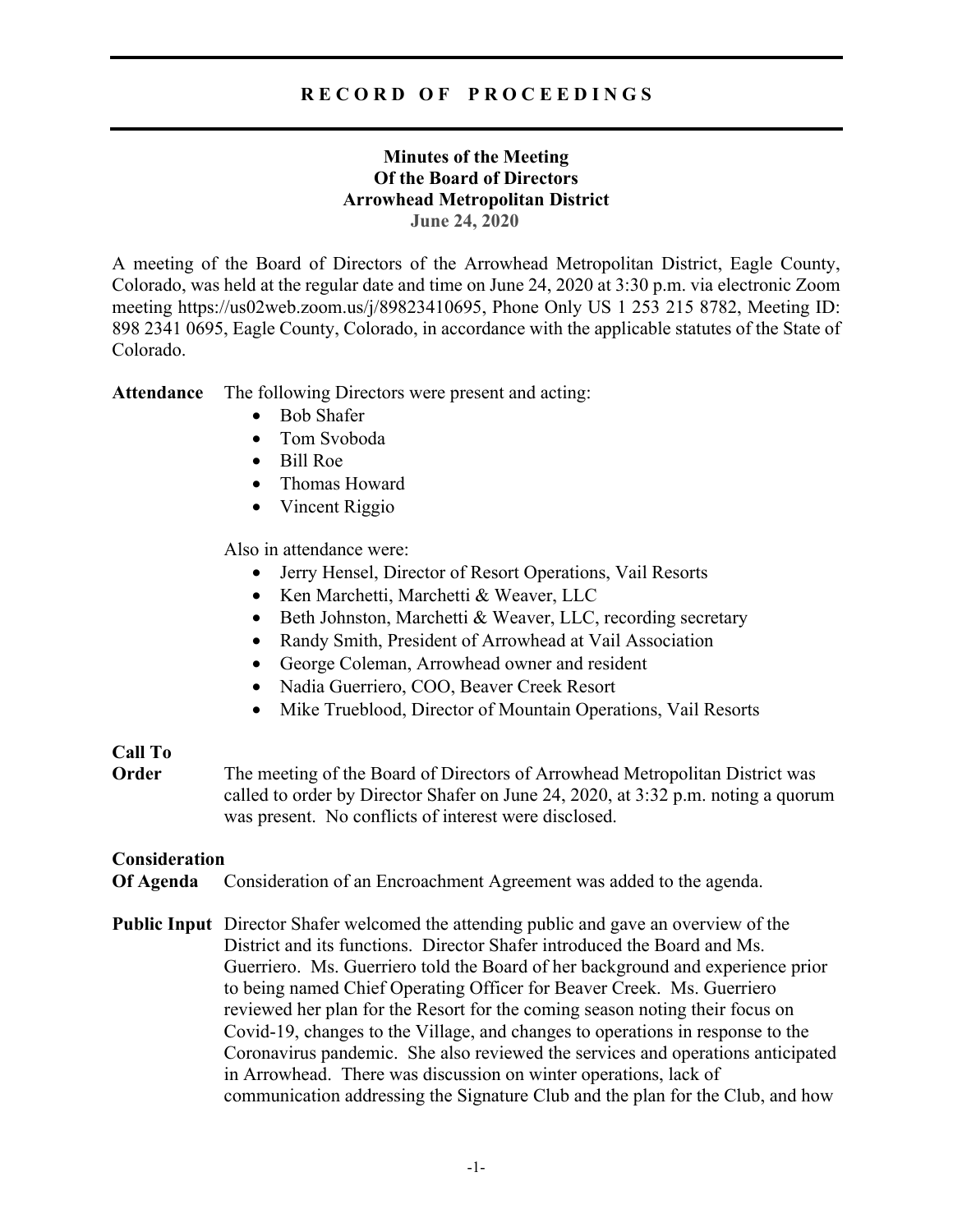# RECORD OF PROCEEDINGS

**Minutes of the Meeting**
**Of the Board of Directors**
**Arrowhead Metropolitan District**
**June 24, 2020**

A meeting of the Board of Directors of the Arrowhead Metropolitan District, Eagle County, Colorado, was held at the regular date and time on June 24, 2020 at 3:30 p.m. via electronic Zoom meeting https://us02web.zoom.us/j/89823410695, Phone Only US 1 253 215 8782, Meeting ID: 898 2341 0695, Eagle County, Colorado, in accordance with the applicable statutes of the State of Colorado.

**Attendance** The following Directors were present and acting:

- Bob Shafer
- Tom Svoboda
- Bill Roe
- Thomas Howard
- Vincent Riggio

Also in attendance were:

- Jerry Hensel, Director of Resort Operations, Vail Resorts
- Ken Marchetti, Marchetti & Weaver, LLC
- Beth Johnston, Marchetti & Weaver, LLC, recording secretary
- Randy Smith, President of Arrowhead at Vail Association
- George Coleman, Arrowhead owner and resident
- Nadia Guerriero, COO, Beaver Creek Resort
- Mike Trueblood, Director of Mountain Operations, Vail Resorts

**Call To Order** The meeting of the Board of Directors of Arrowhead Metropolitan District was called to order by Director Shafer on June 24, 2020, at 3:32 p.m. noting a quorum was present. No conflicts of interest were disclosed.

**Consideration Of Agenda** Consideration of an Encroachment Agreement was added to the agenda.

**Public Input** Director Shafer welcomed the attending public and gave an overview of the District and its functions. Director Shafer introduced the Board and Ms. Guerriero. Ms. Guerriero told the Board of her background and experience prior to being named Chief Operating Officer for Beaver Creek. Ms. Guerriero reviewed her plan for the Resort for the coming season noting their focus on Covid-19, changes to the Village, and changes to operations in response to the Coronavirus pandemic. She also reviewed the services and operations anticipated in Arrowhead. There was discussion on winter operations, lack of communication addressing the Signature Club and the plan for the Club, and how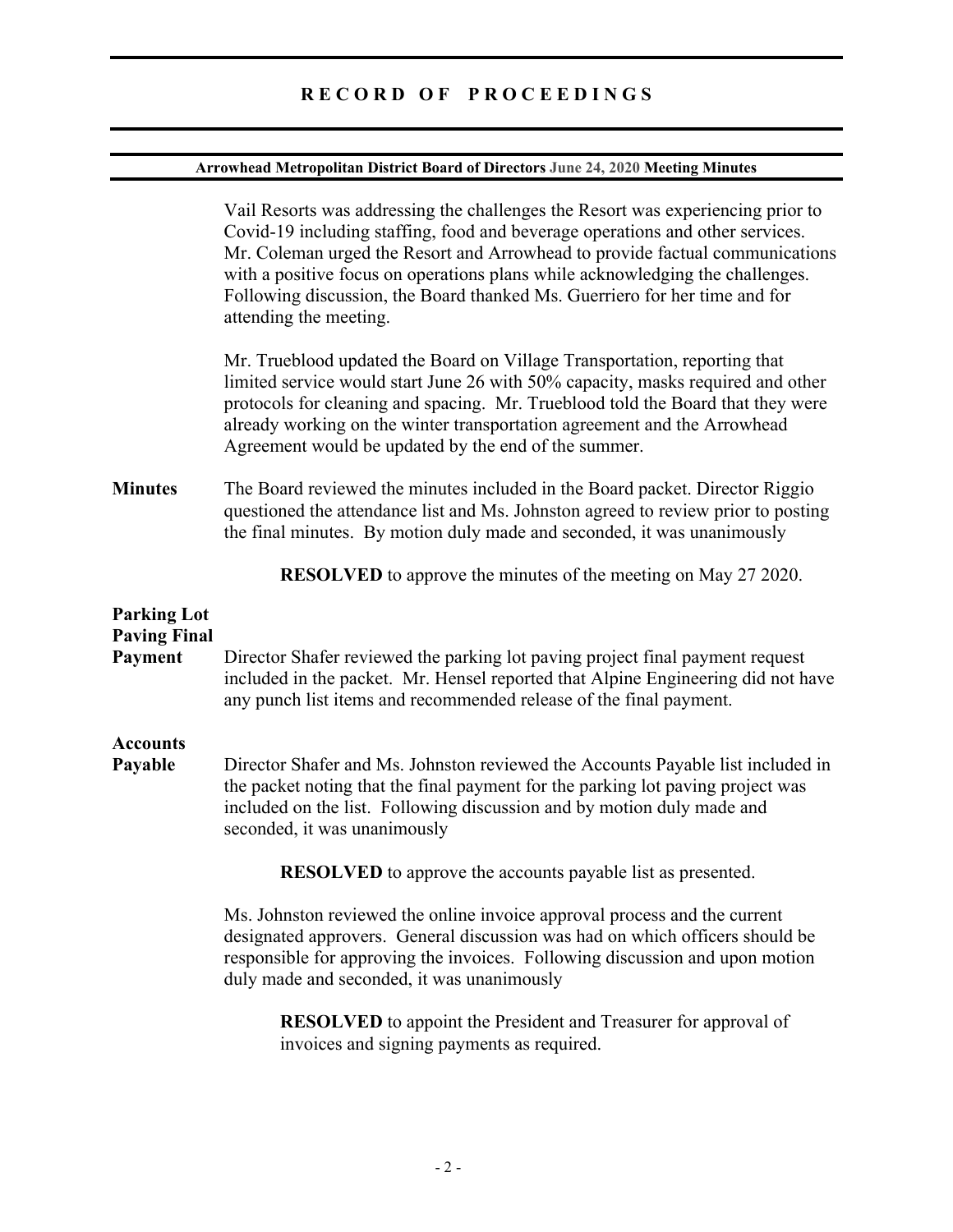Vail Resorts was addressing the challenges the Resort was experiencing prior to Covid-19 including staffing, food and beverage operations and other services. Mr. Coleman urged the Resort and Arrowhead to provide factual communications with a positive focus on operations plans while acknowledging the challenges. Following discussion, the Board thanked Ms. Guerriero for her time and for attending the meeting.

Mr. Trueblood updated the Board on Village Transportation, reporting that limited service would start June 26 with 50% capacity, masks required and other protocols for cleaning and spacing. Mr. Trueblood told the Board that they were already working on the winter transportation agreement and the Arrowhead Agreement would be updated by the end of the summer.

**Minutes** The Board reviewed the minutes included in the Board packet. Director Riggio questioned the attendance list and Ms. Johnston agreed to review prior to posting the final minutes. By motion duly made and seconded, it was unanimously

**RESOLVED** to approve the minutes of the meeting on May 27 2020.

**Parking Lot Paving Final Payment** Director Shafer reviewed the parking lot paving project final payment request included in the packet. Mr. Hensel reported that Alpine Engineering did not have any punch list items and recommended release of the final payment.

**Accounts Payable** Director Shafer and Ms. Johnston reviewed the Accounts Payable list included in the packet noting that the final payment for the parking lot paving project was included on the list. Following discussion and by motion duly made and seconded, it was unanimously

**RESOLVED** to approve the accounts payable list as presented.

Ms. Johnston reviewed the online invoice approval process and the current designated approvers. General discussion was had on which officers should be responsible for approving the invoices. Following discussion and upon motion duly made and seconded, it was unanimously

**RESOLVED** to appoint the President and Treasurer for approval of invoices and signing payments as required.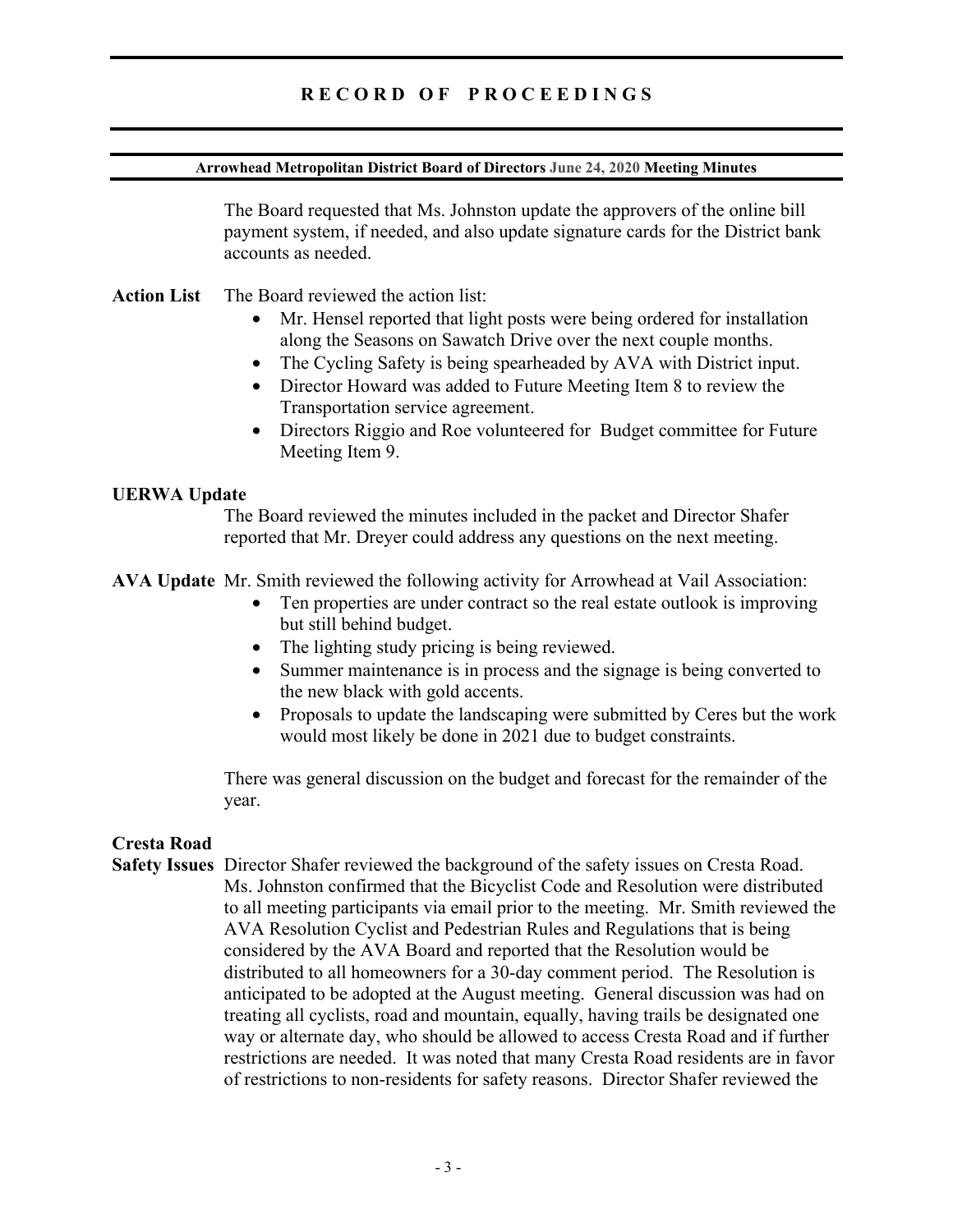The Board requested that Ms. Johnston update the approvers of the online bill payment system, if needed, and also update signature cards for the District bank accounts as needed.

**Action List** The Board reviewed the action list:

- Mr. Hensel reported that light posts were being ordered for installation along the Seasons on Sawatch Drive over the next couple months.
- The Cycling Safety is being spearheaded by AVA with District input.
- Director Howard was added to Future Meeting Item 8 to review the Transportation service agreement.
- Directors Riggio and Roe volunteered for Budget committee for Future Meeting Item 9.

**UERWA Update**

The Board reviewed the minutes included in the packet and Director Shafer reported that Mr. Dreyer could address any questions on the next meeting.

**AVA Update** Mr. Smith reviewed the following activity for Arrowhead at Vail Association:

- Ten properties are under contract so the real estate outlook is improving but still behind budget.
- The lighting study pricing is being reviewed.
- Summer maintenance is in process and the signage is being converted to the new black with gold accents.
- Proposals to update the landscaping were submitted by Ceres but the work would most likely be done in 2021 due to budget constraints.

There was general discussion on the budget and forecast for the remainder of the year.

**Cresta Road Safety Issues** Director Shafer reviewed the background of the safety issues on Cresta Road. Ms. Johnston confirmed that the Bicyclist Code and Resolution were distributed to all meeting participants via email prior to the meeting. Mr. Smith reviewed the AVA Resolution Cyclist and Pedestrian Rules and Regulations that is being considered by the AVA Board and reported that the Resolution would be distributed to all homeowners for a 30-day comment period. The Resolution is anticipated to be adopted at the August meeting. General discussion was had on treating all cyclists, road and mountain, equally, having trails be designated one way or alternate day, who should be allowed to access Cresta Road and if further restrictions are needed. It was noted that many Cresta Road residents are in favor of restrictions to non-residents for safety reasons. Director Shafer reviewed the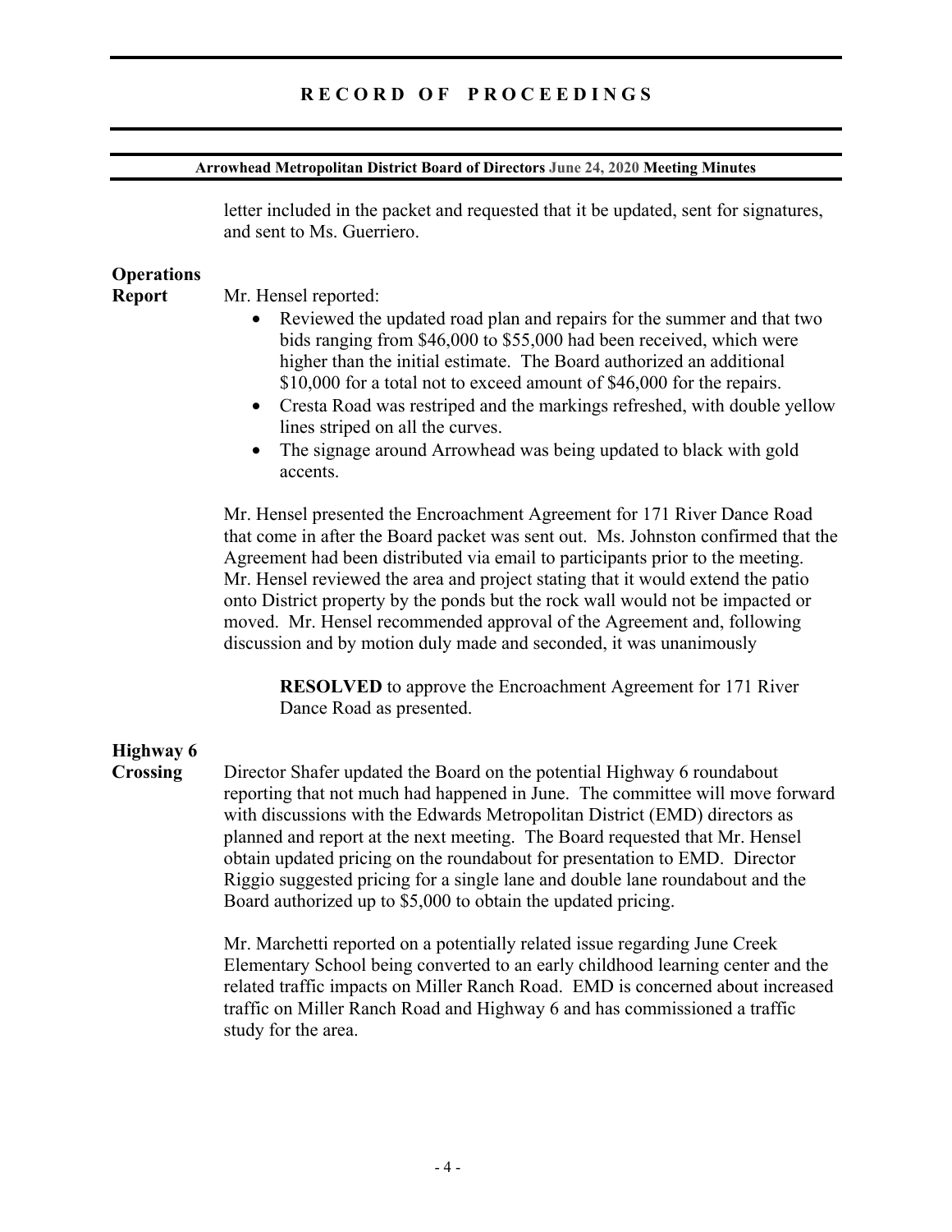letter included in the packet and requested that it be updated, sent for signatures, and sent to Ms. Guerriero.

**Operations Report**

Mr. Hensel reported:

- Reviewed the updated road plan and repairs for the summer and that two bids ranging from $46,000 to $55,000 had been received, which were higher than the initial estimate. The Board authorized an additional $10,000 for a total not to exceed amount of $46,000 for the repairs.
- Cresta Road was restriped and the markings refreshed, with double yellow lines striped on all the curves.
- The signage around Arrowhead was being updated to black with gold accents.

Mr. Hensel presented the Encroachment Agreement for 171 River Dance Road that come in after the Board packet was sent out. Ms. Johnston confirmed that the Agreement had been distributed via email to participants prior to the meeting. Mr. Hensel reviewed the area and project stating that it would extend the patio onto District property by the ponds but the rock wall would not be impacted or moved. Mr. Hensel recommended approval of the Agreement and, following discussion and by motion duly made and seconded, it was unanimously

> **RESOLVED** to approve the Encroachment Agreement for 171 River Dance Road as presented.

**Highway 6 Crossing**

Director Shafer updated the Board on the potential Highway 6 roundabout reporting that not much had happened in June. The committee will move forward with discussions with the Edwards Metropolitan District (EMD) directors as planned and report at the next meeting. The Board requested that Mr. Hensel obtain updated pricing on the roundabout for presentation to EMD. Director Riggio suggested pricing for a single lane and double lane roundabout and the Board authorized up to $5,000 to obtain the updated pricing.

Mr. Marchetti reported on a potentially related issue regarding June Creek Elementary School being converted to an early childhood learning center and the related traffic impacts on Miller Ranch Road. EMD is concerned about increased traffic on Miller Ranch Road and Highway 6 and has commissioned a traffic study for the area.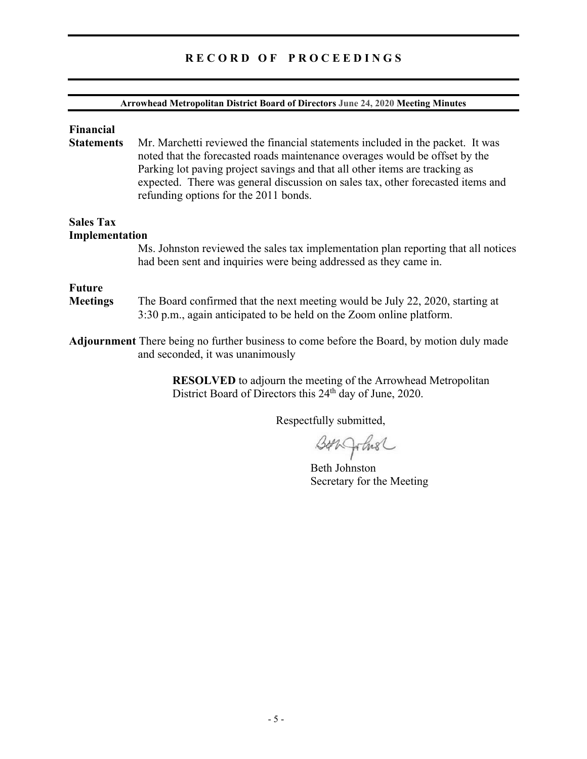# RECORD OF PROCEEDINGS

**Arrowhead Metropolitan District Board of Directors June 24, 2020 Meeting Minutes**

**Financial Statements** Mr. Marchetti reviewed the financial statements included in the packet. It was noted that the forecasted roads maintenance overages would be offset by the Parking lot paving project savings and that all other items are tracking as expected. There was general discussion on sales tax, other forecasted items and refunding options for the 2011 bonds.

**Sales Tax Implementation**

Ms. Johnston reviewed the sales tax implementation plan reporting that all notices had been sent and inquiries were being addressed as they came in.

**Future Meetings** The Board confirmed that the next meeting would be July 22, 2020, starting at 3:30 p.m., again anticipated to be held on the Zoom online platform.

**Adjournment** There being no further business to come before the Board, by motion duly made and seconded, it was unanimously

> **RESOLVED** to adjourn the meeting of the Arrowhead Metropolitan District Board of Directors this 24th day of June, 2020.

Respectfully submitted,

Beth Johnston
Secretary for the Meeting